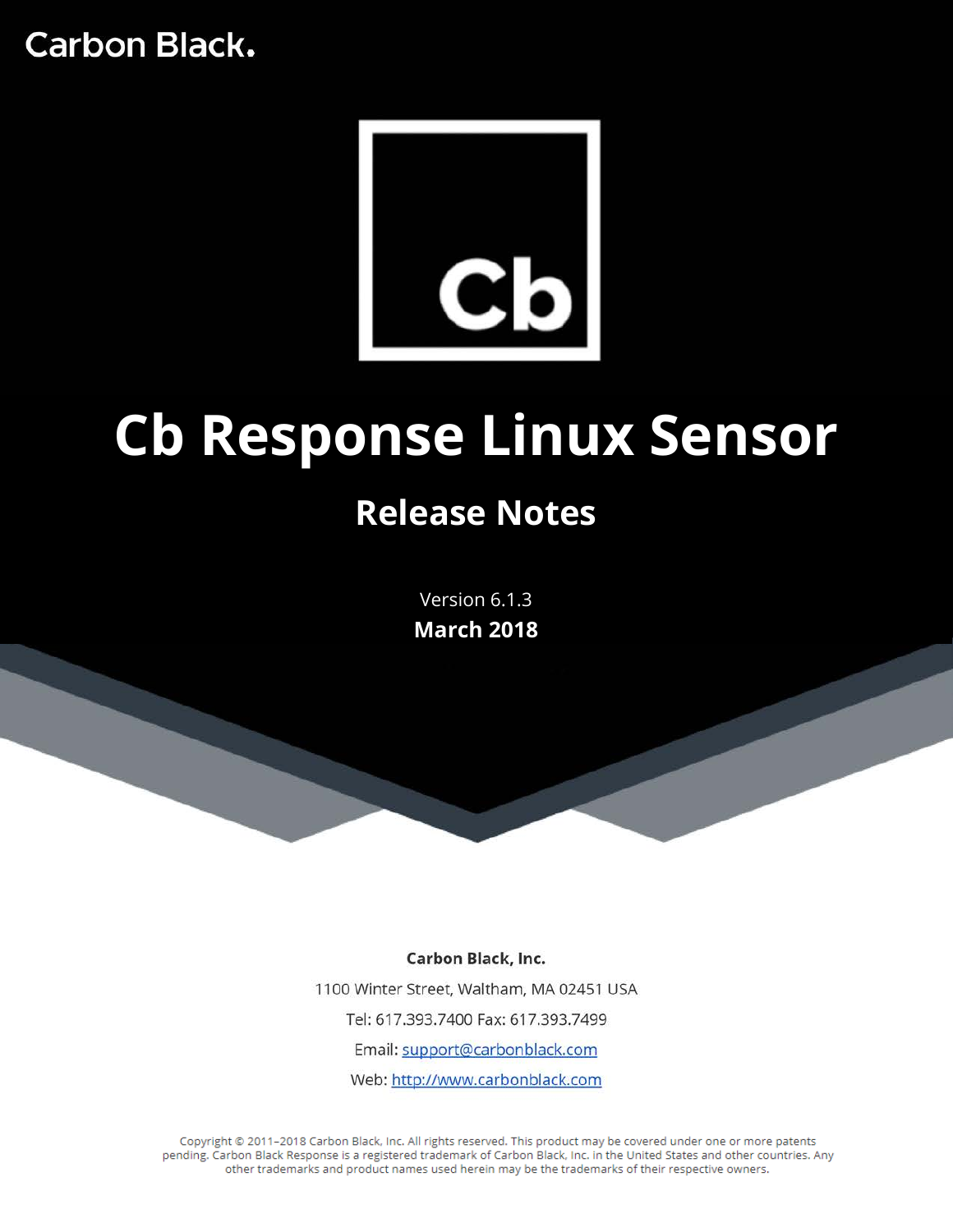Carbon Black.

Cb

# Cb Response Linux Sensor

## Release Notes

Version 6.1.3

**March 2018**

**Carbon Black, Inc.**

1100 Winter Street, Waltham, MA 02451 USA

Tel: 617.393.7400 Fax: 617.393.7499

Email: support@carbonblack.com

Web: http://www.carbonblack.com

Copyright © 2011–2018 Carbon Black, Inc. All rights reserved. This product may be covered under one or more patents pending. Carbon Black Response is a registered trademark of Carbon Black, Inc. in the United States and other countries. Any other trademarks and product names used herein may be the trademarks of their respective owners.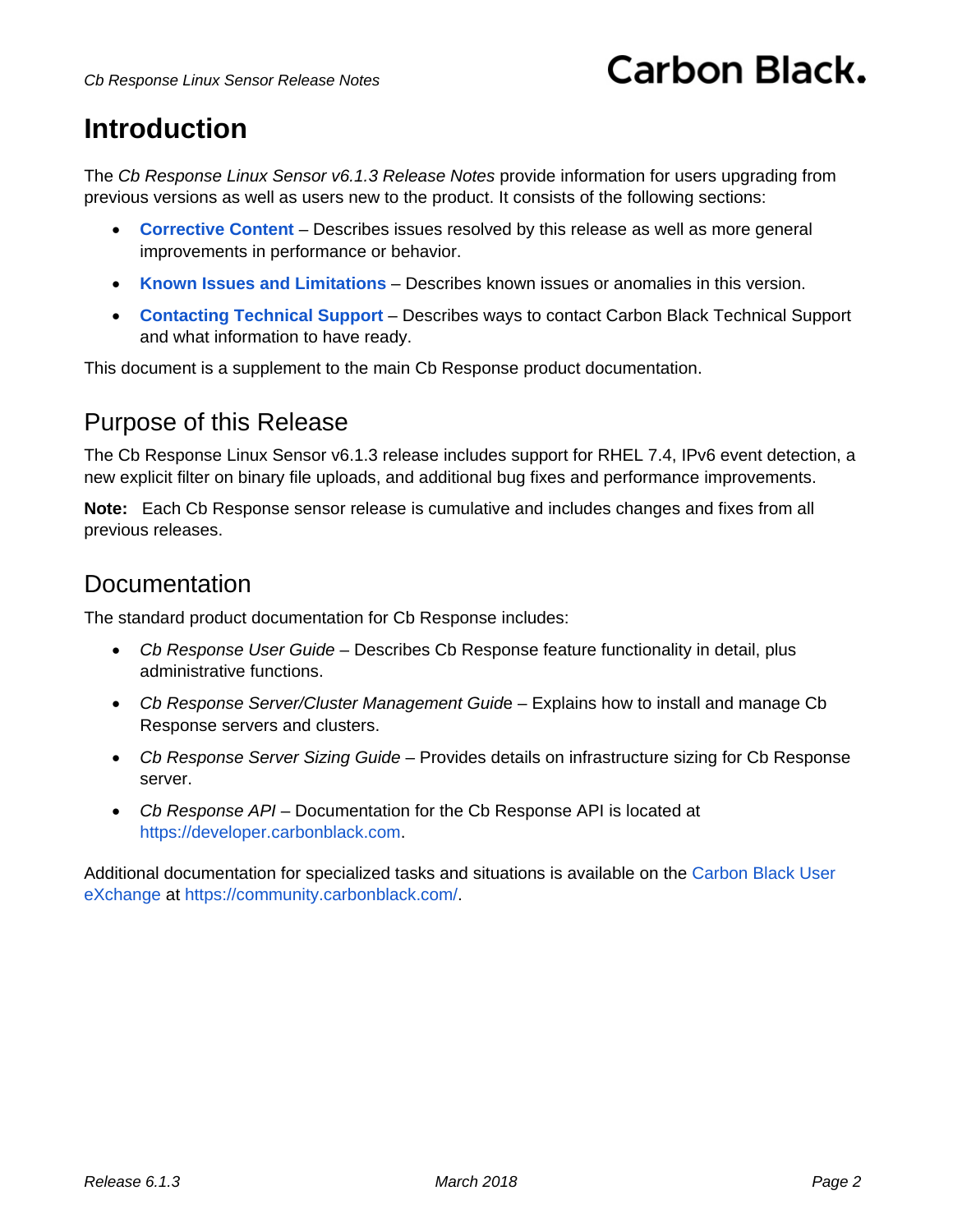# Introduction

The *Cb Response Linux Sensor v6.1.3 Release Notes* provide information for users upgrading from previous versions as well as users new to the product. It consists of the following sections:

- **Corrective Content** – Describes issues resolved by this release as well as more general improvements in performance or behavior.
- **Known Issues and Limitations** – Describes known issues or anomalies in this version.
- **Contacting Technical Support** – Describes ways to contact Carbon Black Technical Support and what information to have ready.

This document is a supplement to the main Cb Response product documentation.

## Purpose of this Release

The Cb Response Linux Sensor v6.1.3 release includes support for RHEL 7.4, IPv6 event detection, a new explicit filter on binary file uploads, and additional bug fixes and performance improvements.

**Note:** Each Cb Response sensor release is cumulative and includes changes and fixes from all previous releases.

## Documentation

The standard product documentation for Cb Response includes:

- *Cb Response User Guide* – Describes Cb Response feature functionality in detail, plus administrative functions.
- *Cb Response Server/Cluster Management Guide* – Explains how to install and manage Cb Response servers and clusters.
- *Cb Response Server Sizing Guide* – Provides details on infrastructure sizing for Cb Response server.
- *Cb Response API* – Documentation for the Cb Response API is located at https://developer.carbonblack.com.

Additional documentation for specialized tasks and situations is available on the Carbon Black User eXchange at https://community.carbonblack.com/.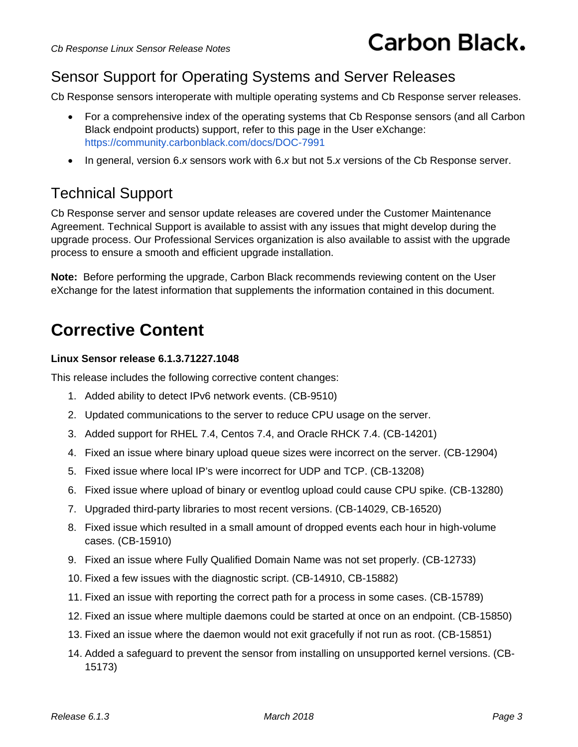## Sensor Support for Operating Systems and Server Releases

Cb Response sensors interoperate with multiple operating systems and Cb Response server releases.

- For a comprehensive index of the operating systems that Cb Response sensors (and all Carbon Black endpoint products) support, refer to this page in the User eXchange: https://community.carbonblack.com/docs/DOC-7991
- In general, version 6.*x* sensors work with 6.*x* but not 5.*x* versions of the Cb Response server.

## Technical Support

Cb Response server and sensor update releases are covered under the Customer Maintenance Agreement. Technical Support is available to assist with any issues that might develop during the upgrade process. Our Professional Services organization is also available to assist with the upgrade process to ensure a smooth and efficient upgrade installation.

**Note:** Before performing the upgrade, Carbon Black recommends reviewing content on the User eXchange for the latest information that supplements the information contained in this document.

# Corrective Content

**Linux Sensor release 6.1.3.71227.1048**

This release includes the following corrective content changes:

1. Added ability to detect IPv6 network events. (CB-9510)
2. Updated communications to the server to reduce CPU usage on the server.
3. Added support for RHEL 7.4, Centos 7.4, and Oracle RHCK 7.4. (CB-14201)
4. Fixed an issue where binary upload queue sizes were incorrect on the server. (CB-12904)
5. Fixed issue where local IP's were incorrect for UDP and TCP. (CB-13208)
6. Fixed issue where upload of binary or eventlog upload could cause CPU spike. (CB-13280)
7. Upgraded third-party libraries to most recent versions. (CB-14029, CB-16520)
8. Fixed issue which resulted in a small amount of dropped events each hour in high-volume cases. (CB-15910)
9. Fixed an issue where Fully Qualified Domain Name was not set properly. (CB-12733)
10. Fixed a few issues with the diagnostic script. (CB-14910, CB-15882)
11. Fixed an issue with reporting the correct path for a process in some cases. (CB-15789)
12. Fixed an issue where multiple daemons could be started at once on an endpoint. (CB-15850)
13. Fixed an issue where the daemon would not exit gracefully if not run as root. (CB-15851)
14. Added a safeguard to prevent the sensor from installing on unsupported kernel versions. (CB-15173)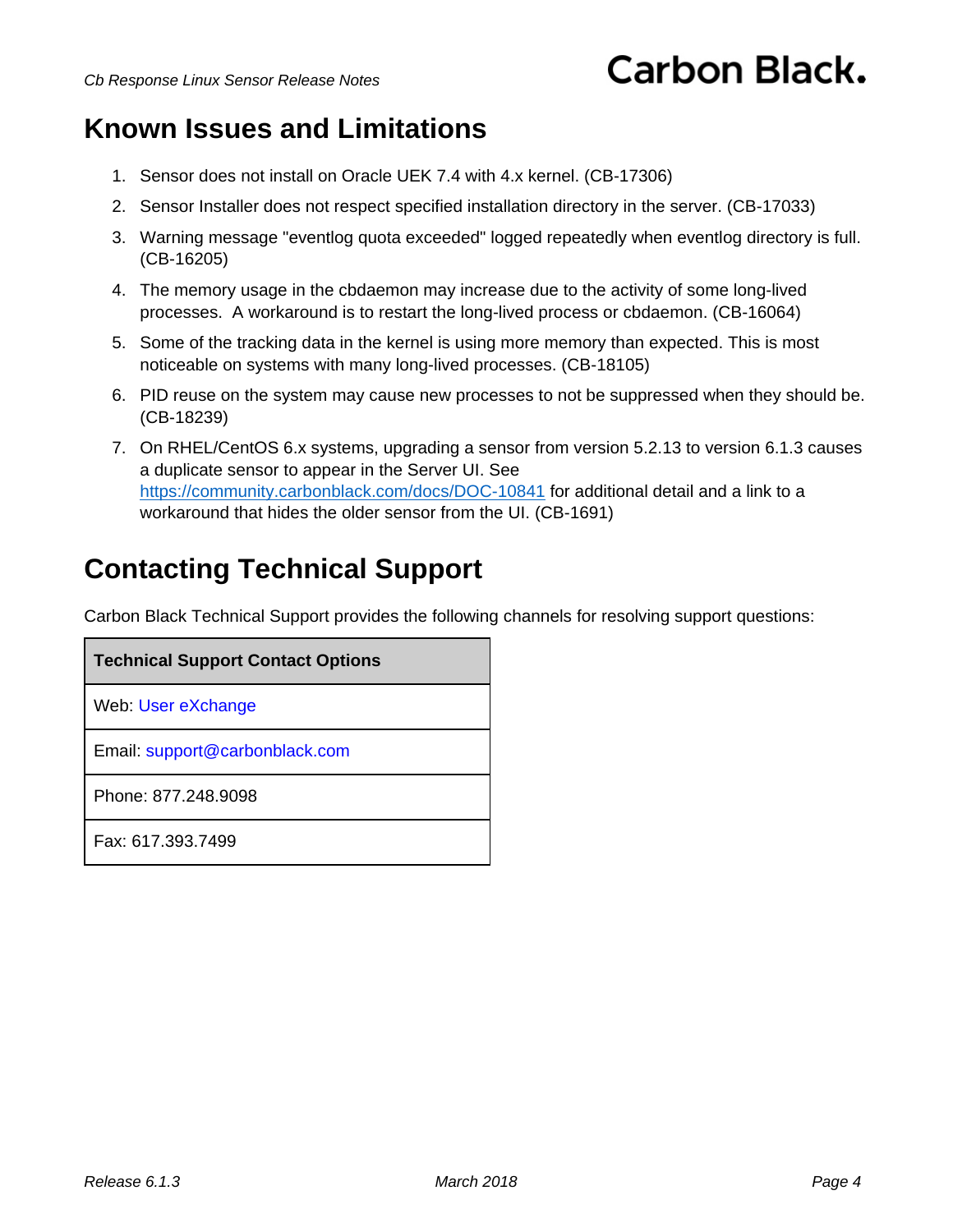# Known Issues and Limitations

1. Sensor does not install on Oracle UEK 7.4 with 4.x kernel. (CB-17306)
2. Sensor Installer does not respect specified installation directory in the server. (CB-17033)
3. Warning message "eventlog quota exceeded" logged repeatedly when eventlog directory is full. (CB-16205)
4. The memory usage in the cbdaemon may increase due to the activity of some long-lived processes. A workaround is to restart the long-lived process or cbdaemon. (CB-16064)
5. Some of the tracking data in the kernel is using more memory than expected. This is most noticeable on systems with many long-lived processes. (CB-18105)
6. PID reuse on the system may cause new processes to not be suppressed when they should be. (CB-18239)
7. On RHEL/CentOS 6.x systems, upgrading a sensor from version 5.2.13 to version 6.1.3 causes a duplicate sensor to appear in the Server UI. See https://community.carbonblack.com/docs/DOC-10841 for additional detail and a link to a workaround that hides the older sensor from the UI. (CB-1691)

# Contacting Technical Support

Carbon Black Technical Support provides the following channels for resolving support questions:

| Technical Support Contact Options |
| --- |
| Web: User eXchange |
| Email: support@carbonblack.com |
| Phone: 877.248.9098 |
| Fax: 617.393.7499 |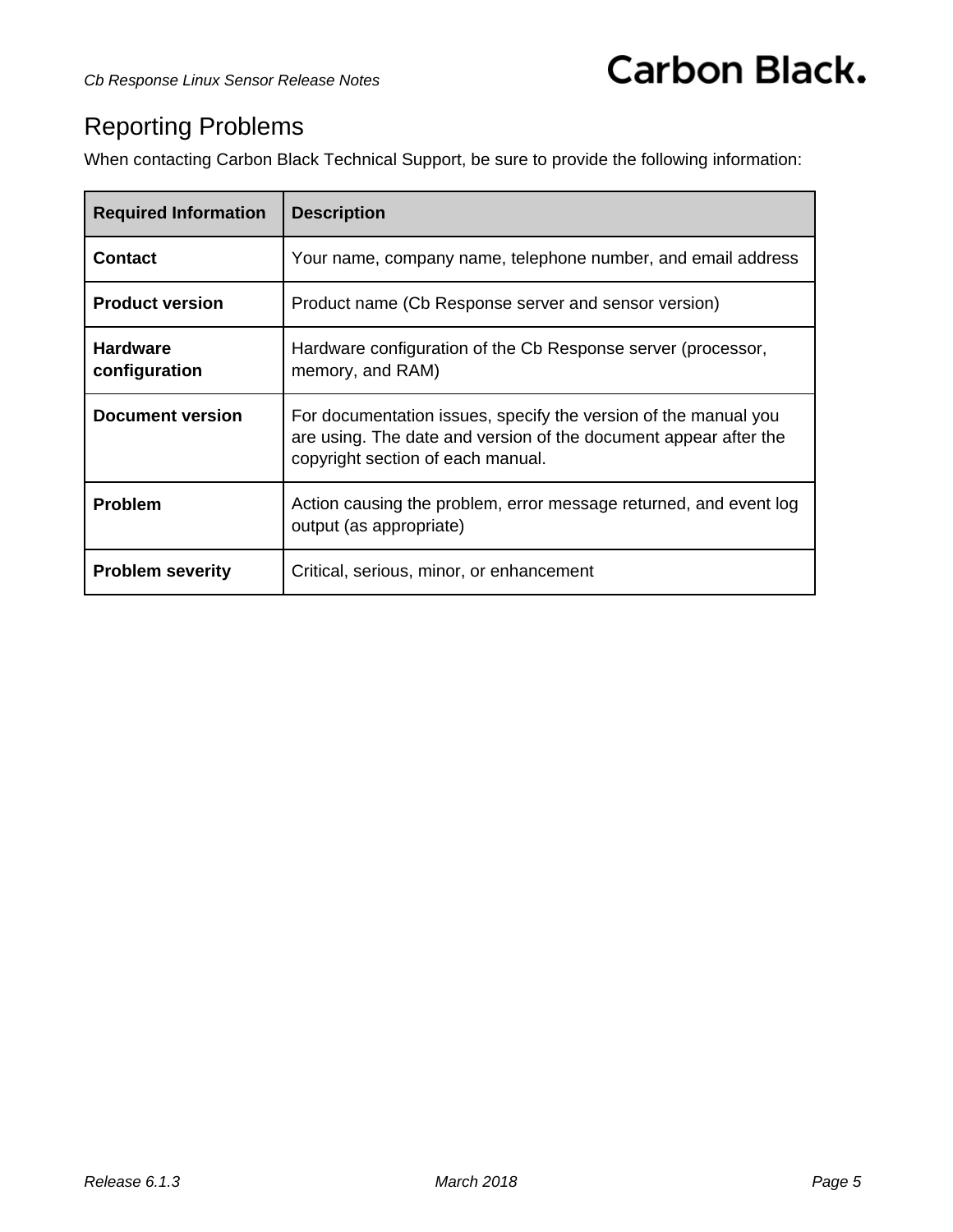# Reporting Problems

When contacting Carbon Black Technical Support, be sure to provide the following information:

| Required Information | Description |
| --- | --- |
| **Contact** | Your name, company name, telephone number, and email address |
| **Product version** | Product name (Cb Response server and sensor version) |
| **Hardware configuration** | Hardware configuration of the Cb Response server (processor, memory, and RAM) |
| **Document version** | For documentation issues, specify the version of the manual you are using. The date and version of the document appear after the copyright section of each manual. |
| **Problem** | Action causing the problem, error message returned, and event log output (as appropriate) |
| **Problem severity** | Critical, serious, minor, or enhancement |